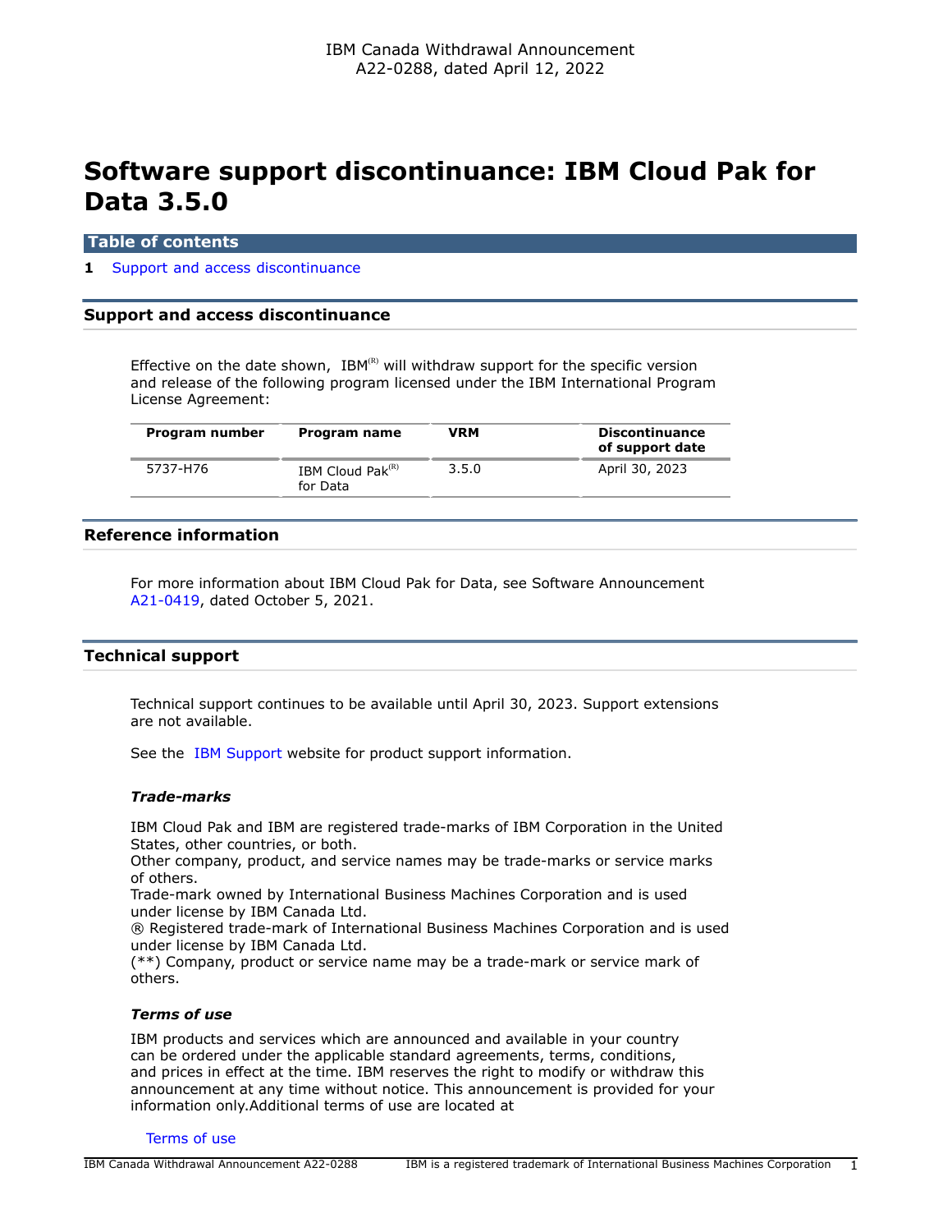IBM Canada Withdrawal Announcement
A22-0288, dated April 12, 2022

# Software support discontinuance: IBM Cloud Pak for Data 3.5.0

**Table of contents**

**1** Support and access discontinuance

## Support and access discontinuance

Effective on the date shown, IBM[(R)] will withdraw support for the specific version and release of the following program licensed under the IBM International Program License Agreement:

| Program number | Program name | VRM | Discontinuance of support date |
|---|---|---|---|
| 5737-H76 | IBM Cloud Pak[(R)] for Data | 3.5.0 | April 30, 2023 |

## Reference information

For more information about IBM Cloud Pak for Data, see Software Announcement A21-0419, dated October 5, 2021.

## Technical support

Technical support continues to be available until April 30, 2023. Support extensions are not available.

See the IBM Support website for product support information.

### *Trade-marks*

IBM Cloud Pak and IBM are registered trade-marks of IBM Corporation in the United States, other countries, or both.
Other company, product, and service names may be trade-marks or service marks of others.
Trade-mark owned by International Business Machines Corporation and is used under license by IBM Canada Ltd.
® Registered trade-mark of International Business Machines Corporation and is used under license by IBM Canada Ltd.
(**) Company, product or service name may be a trade-mark or service mark of others.

### *Terms of use*

IBM products and services which are announced and available in your country can be ordered under the applicable standard agreements, terms, conditions, and prices in effect at the time. IBM reserves the right to modify or withdraw this announcement at any time without notice. This announcement is provided for your information only.Additional terms of use are located at

Terms of use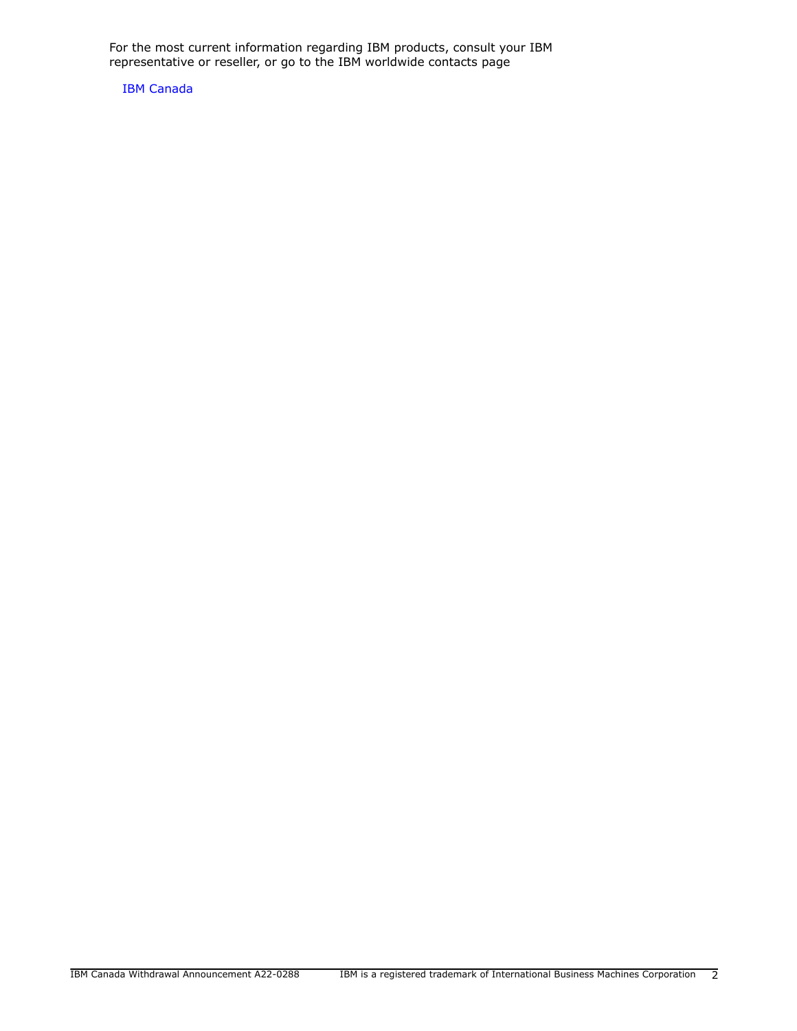For the most current information regarding IBM products, consult your IBM representative or reseller, or go to the IBM worldwide contacts page

IBM Canada